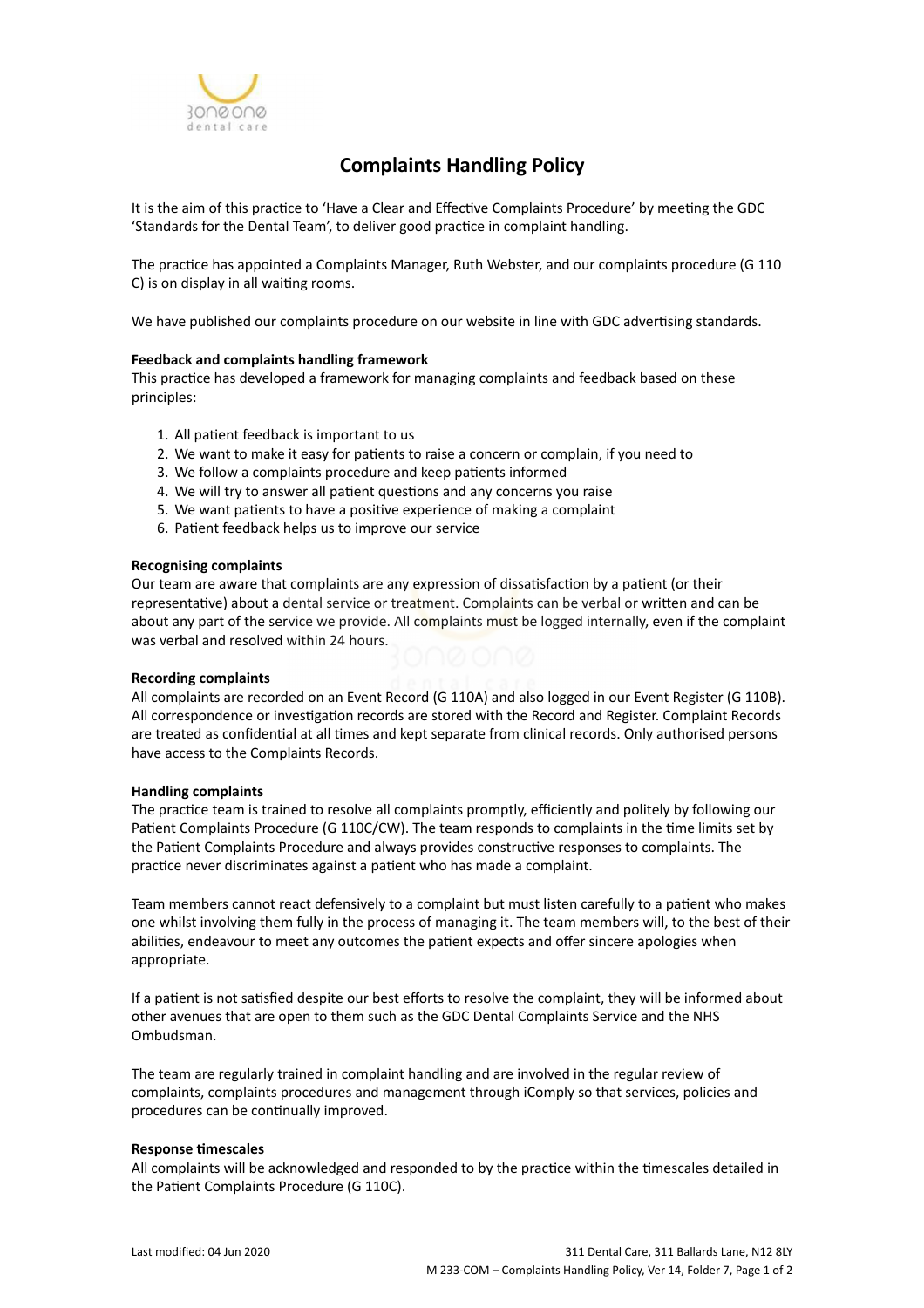# Complaints Handling Policy

It is the aim of this practice to 'Have a Clear and Effective Complaints Procedure' by meeting the GDC 'Standards for the Dental Team', to deliver good practice in complaint handling.

The practice has appointed a Complaints Manager, Ruth Webster, and our complaints procedure (G 110 C) is on display in all waiting rooms.

We have published our complaints procedure on our website in line with GDC advertising standards.

**Feedback and complaints handling framework**
This practice has developed a framework for managing complaints and feedback based on these principles:

1. All patient feedback is important to us
2. We want to make it easy for patients to raise a concern or complain, if you need to
3. We follow a complaints procedure and keep patients informed
4. We will try to answer all patient questions and any concerns you raise
5. We want patients to have a positive experience of making a complaint
6. Patient feedback helps us to improve our service

**Recognising complaints**
Our team are aware that complaints are any expression of dissatisfaction by a patient (or their representative) about a dental service or treatment. Complaints can be verbal or written and can be about any part of the service we provide. All complaints must be logged internally, even if the complaint was verbal and resolved within 24 hours.

**Recording complaints**
All complaints are recorded on an Event Record (G 110A) and also logged in our Event Register (G 110B). All correspondence or investigation records are stored with the Record and Register. Complaint Records are treated as confidential at all times and kept separate from clinical records. Only authorised persons have access to the Complaints Records.

**Handling complaints**
The practice team is trained to resolve all complaints promptly, efficiently and politely by following our Patient Complaints Procedure (G 110C/CW). The team responds to complaints in the time limits set by the Patient Complaints Procedure and always provides constructive responses to complaints. The practice never discriminates against a patient who has made a complaint.

Team members cannot react defensively to a complaint but must listen carefully to a patient who makes one whilst involving them fully in the process of managing it. The team members will, to the best of their abilities, endeavour to meet any outcomes the patient expects and offer sincere apologies when appropriate.

If a patient is not satisfied despite our best efforts to resolve the complaint, they will be informed about other avenues that are open to them such as the GDC Dental Complaints Service and the NHS Ombudsman.

The team are regularly trained in complaint handling and are involved in the regular review of complaints, complaints procedures and management through iComply so that services, policies and procedures can be continually improved.

**Response timescales**
All complaints will be acknowledged and responded to by the practice within the timescales detailed in the Patient Complaints Procedure (G 110C).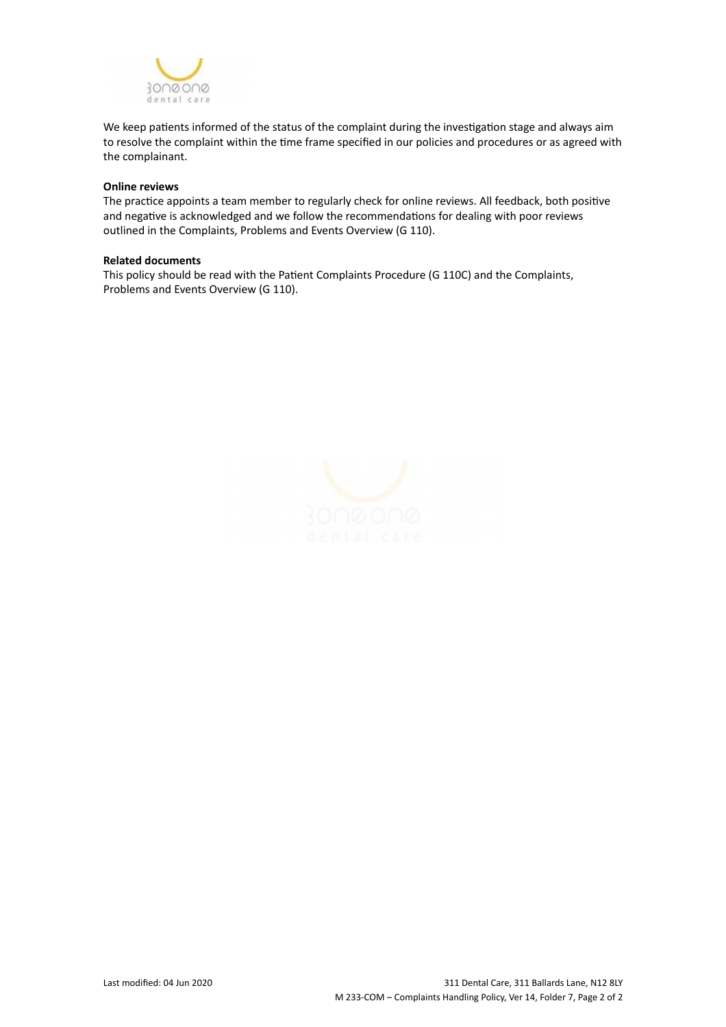We keep patients informed of the status of the complaint during the investigation stage and always aim to resolve the complaint within the time frame specified in our policies and procedures or as agreed with the complainant.

**Online reviews**

The practice appoints a team member to regularly check for online reviews. All feedback, both positive and negative is acknowledged and we follow the recommendations for dealing with poor reviews outlined in the Complaints, Problems and Events Overview (G 110).

**Related documents**

This policy should be read with the Patient Complaints Procedure (G 110C) and the Complaints, Problems and Events Overview (G 110).